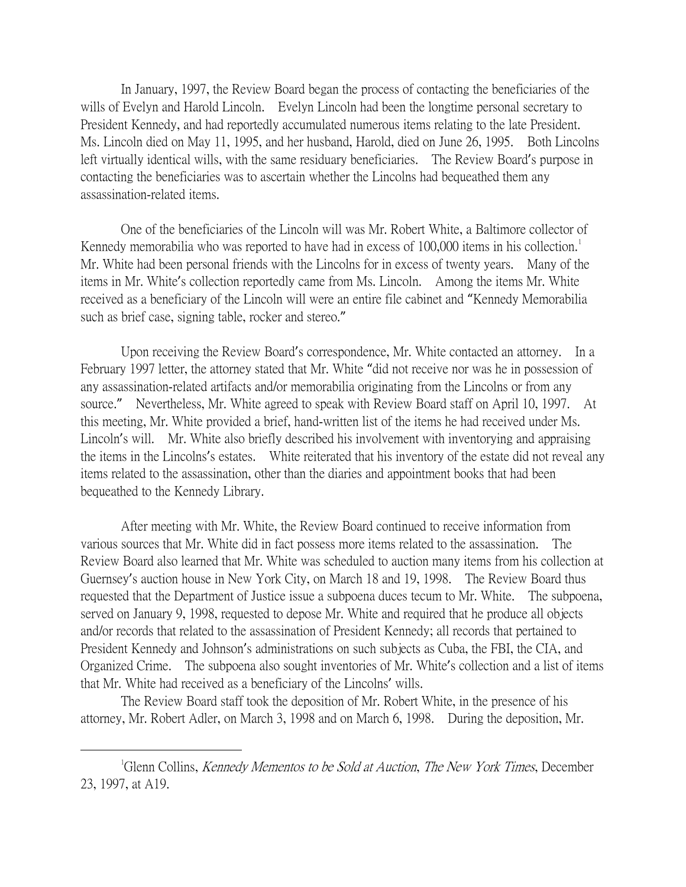In January, 1997, the Review Board began the process of contacting the beneficiaries of the wills of Evelyn and Harold Lincoln. Evelyn Lincoln had been the longtime personal secretary to President Kennedy, and had reportedly accumulated numerous items relating to the late President. Ms. Lincoln died on May 11, 1995, and her husband, Harold, died on June 26, 1995. Both Lincolns left virtually identical wills, with the same residuary beneficiaries. The Review Board's purpose in contacting the beneficiaries was to ascertain whether the Lincolns had bequeathed them any assassination-related items.

One of the beneficiaries of the Lincoln will was Mr. Robert White, a Baltimore collector of Kennedy memorabilia who was reported to have had in excess of 100,000 items in his collection.[1] Mr. White had been personal friends with the Lincolns for in excess of twenty years. Many of the items in Mr. White's collection reportedly came from Ms. Lincoln. Among the items Mr. White received as a beneficiary of the Lincoln will were an entire file cabinet and "Kennedy Memorabilia such as brief case, signing table, rocker and stereo."

Upon receiving the Review Board's correspondence, Mr. White contacted an attorney. In a February 1997 letter, the attorney stated that Mr. White "did not receive nor was he in possession of any assassination-related artifacts and/or memorabilia originating from the Lincolns or from any source." Nevertheless, Mr. White agreed to speak with Review Board staff on April 10, 1997. At this meeting, Mr. White provided a brief, hand-written list of the items he had received under Ms. Lincoln's will. Mr. White also briefly described his involvement with inventorying and appraising the items in the Lincolns's estates. White reiterated that his inventory of the estate did not reveal any items related to the assassination, other than the diaries and appointment books that had been bequeathed to the Kennedy Library.

After meeting with Mr. White, the Review Board continued to receive information from various sources that Mr. White did in fact possess more items related to the assassination. The Review Board also learned that Mr. White was scheduled to auction many items from his collection at Guernsey's auction house in New York City, on March 18 and 19, 1998. The Review Board thus requested that the Department of Justice issue a subpoena duces tecum to Mr. White. The subpoena, served on January 9, 1998, requested to depose Mr. White and required that he produce all objects and/or records that related to the assassination of President Kennedy; all records that pertained to President Kennedy and Johnson's administrations on such subjects as Cuba, the FBI, the CIA, and Organized Crime. The subpoena also sought inventories of Mr. White's collection and a list of items that Mr. White had received as a beneficiary of the Lincolns' wills.

The Review Board staff took the deposition of Mr. Robert White, in the presence of his attorney, Mr. Robert Adler, on March 3, 1998 and on March 6, 1998. During the deposition, Mr.

---

[1] Glenn Collins, *Kennedy Mementos to be Sold at Auction*, *The New York Times*, December 23, 1997, at A19.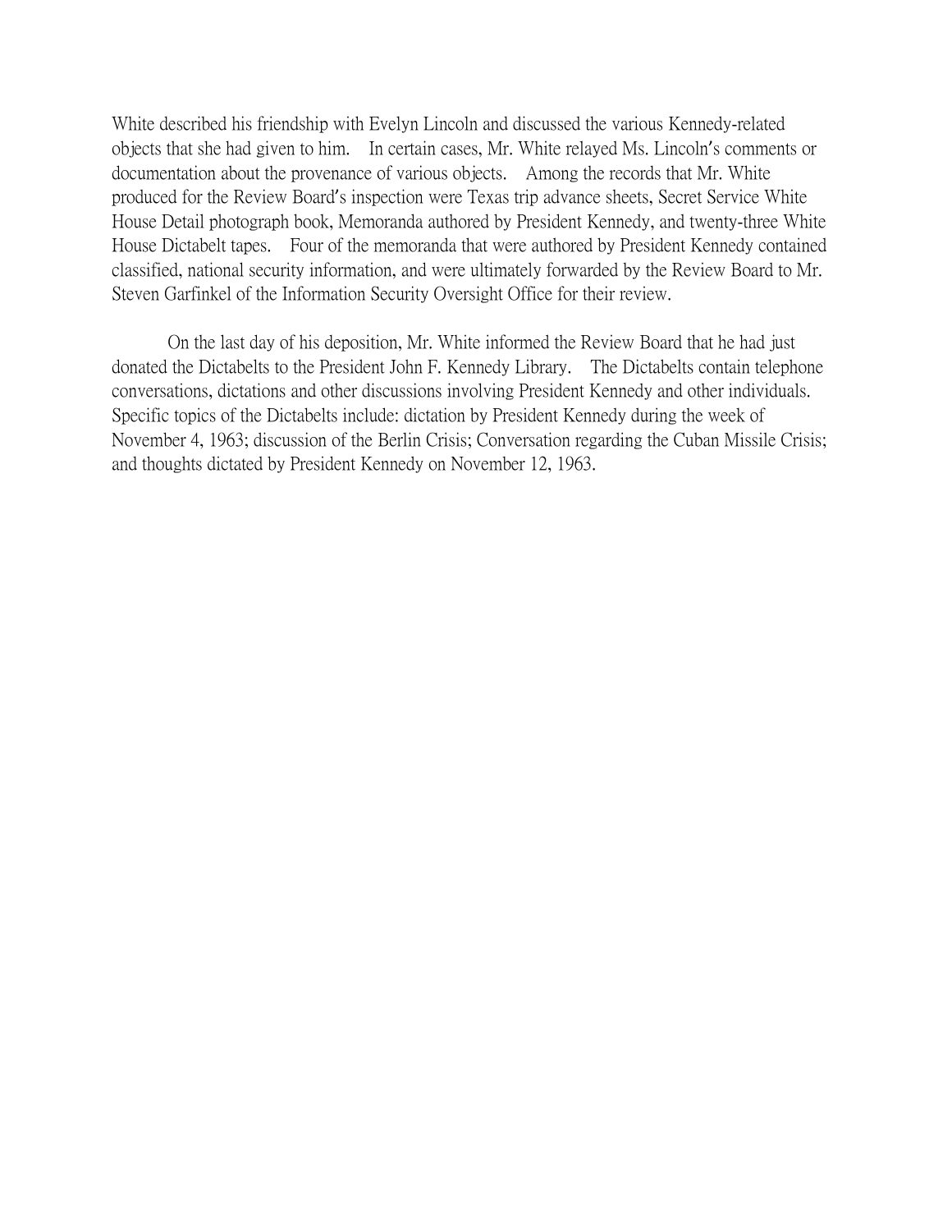White described his friendship with Evelyn Lincoln and discussed the various Kennedy-related objects that she had given to him. In certain cases, Mr. White relayed Ms. Lincoln's comments or documentation about the provenance of various objects. Among the records that Mr. White produced for the Review Board's inspection were Texas trip advance sheets, Secret Service White House Detail photograph book, Memoranda authored by President Kennedy, and twenty-three White House Dictabelt tapes. Four of the memoranda that were authored by President Kennedy contained classified, national security information, and were ultimately forwarded by the Review Board to Mr. Steven Garfinkel of the Information Security Oversight Office for their review.

On the last day of his deposition, Mr. White informed the Review Board that he had just donated the Dictabelts to the President John F. Kennedy Library. The Dictabelts contain telephone conversations, dictations and other discussions involving President Kennedy and other individuals. Specific topics of the Dictabelts include: dictation by President Kennedy during the week of November 4, 1963; discussion of the Berlin Crisis; Conversation regarding the Cuban Missile Crisis; and thoughts dictated by President Kennedy on November 12, 1963.